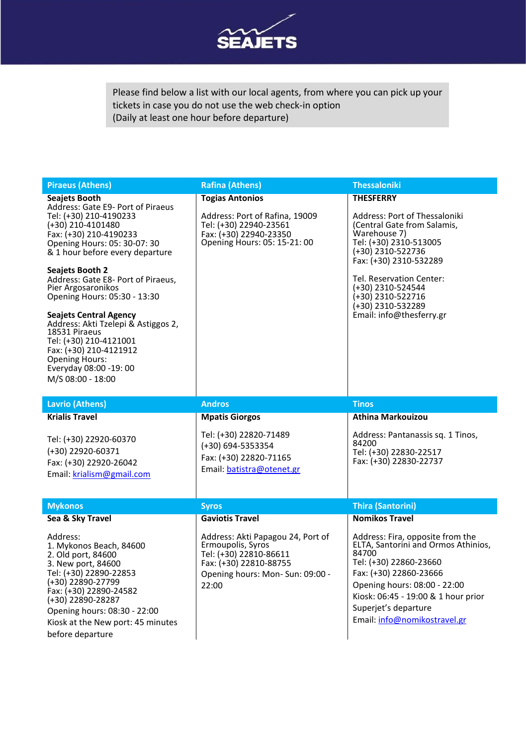SEAJETS

Please find below a list with our local agents, from where you can pick up your tickets in case you do not use the web check-in option
(Daily at least one hour before departure)

## Piraeus (Athens)

**Seajets Booth**
Address: Gate E9- Port of Piraeus
Tel: (+30) 210-4190233
(+30) 210-4101480
Fax: (+30) 210-4190233
Opening Hours: 05: 30-07: 30
& 1 hour before every departure

**Seajets Booth 2**
Address: Gate E8- Port of Piraeus, Pier Argosaronikos
Opening Hours: 05:30 - 13:30

**Seajets Central Agency**
Address: Akti Tzelepi & Astiggos 2, 18531 Piraeus
Tel: (+30) 210-4121001
Fax: (+30) 210-4121912
Opening Hours:
Everyday 08:00 -19: 00
M/S 08:00 - 18:00

## Rafina (Athens)

**Togias Antonios**

Address: Port of Rafina, 19009
Tel: (+30) 22940-23561
Fax: (+30) 22940-23350
Opening Hours: 05: 15-21: 00

## Thessaloniki

**THESFERRY**

Address: Port of Thessaloniki (Central Gate from Salamis, Warehouse 7)
Tel: (+30) 2310-513005
(+30) 2310-522736
Fax: (+30) 2310-532289

Tel. Reservation Center:
(+30) 2310-524544
(+30) 2310-522716
(+30) 2310-532289
Email: info@thesferry.gr

## Lavrio (Athens)

**Krialis Travel**

Tel: (+30) 22920-60370
(+30) 22920-60371
Fax: (+30) 22920-26042
Email: krialism@gmail.com

## Andros

**Mpatis Giorgos**

Tel: (+30) 22820-71489
(+30) 694-5353354
Fax: (+30) 22820-71165
Email: batistra@otenet.gr

## Tinos

**Athina Markouizou**

Address: Pantanassis sq. 1 Tinos, 84200
Tel: (+30) 22830-22517
Fax: (+30) 22830-22737

## Mykonos

**Sea & Sky Travel**

Address:
1. Mykonos Beach, 84600
2. Old port, 84600
3. New port, 84600

Tel: (+30) 22890-22853
(+30) 22890-27799
Fax: (+30) 22890-24582
(+30) 22890-28287
Opening hours: 08:30 - 22:00
Kiosk at the New port: 45 minutes before departure

## Syros

**Gaviotis Travel**

Address: Akti Papagou 24, Port of Ermoupolis, Syros
Tel: (+30) 22810-86611
Fax: (+30) 22810-88755
Opening hours: Mon- Sun: 09:00 - 22:00

## Thira (Santorini)

**Nomikos Travel**

Address: Fira, opposite from the ELTA, Santorini and Ormos Athinios, 84700
Tel: (+30) 22860-23660
Fax: (+30) 22860-23666
Opening hours: 08:00 - 22:00
Kiosk: 06:45 - 19:00 & 1 hour prior Superjet's departure
Email: info@nomikostravel.gr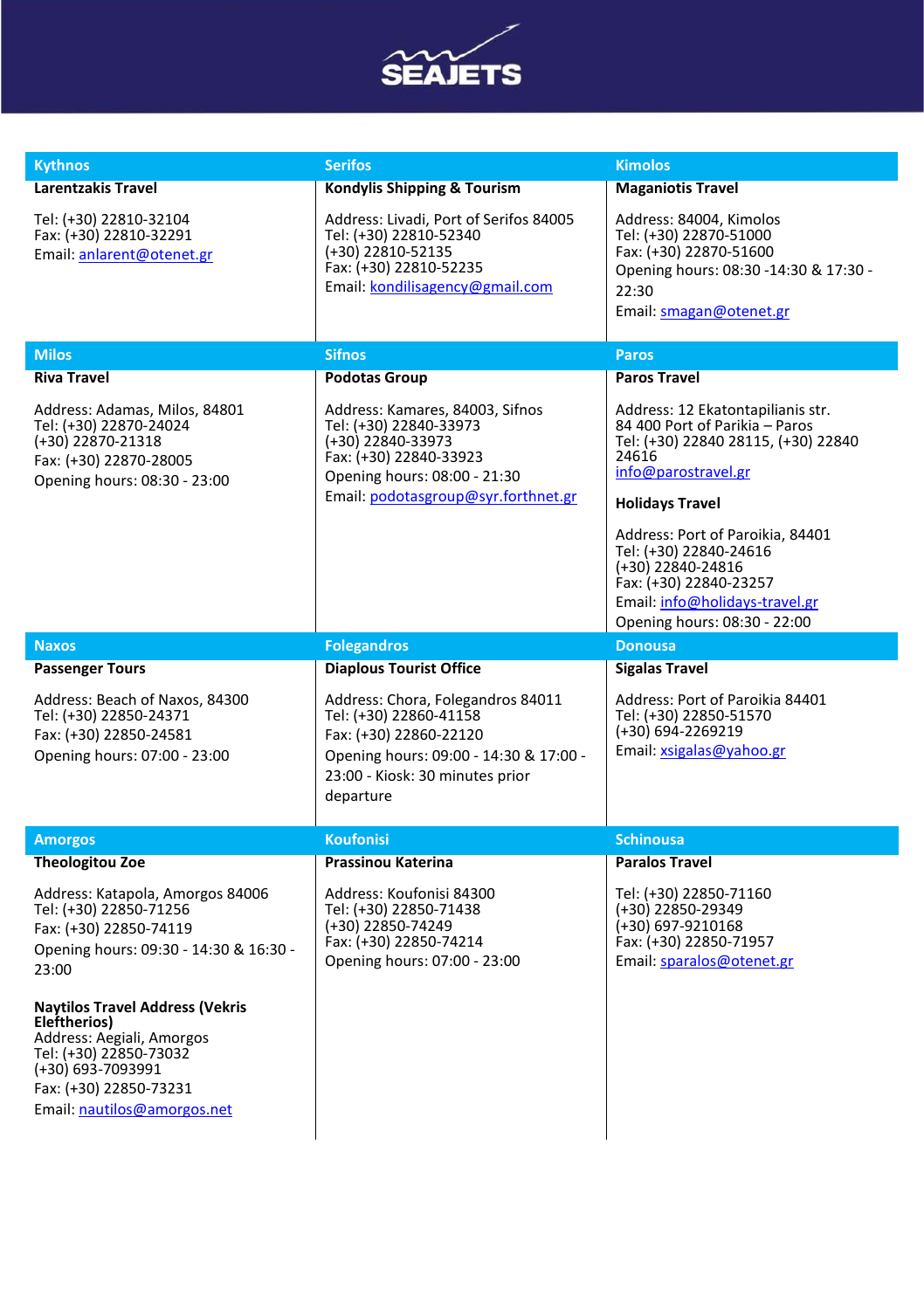SEAJETS

## Kythnos

**Larentzakis Travel**

Tel: (+30) 22810-32104
Fax: (+30) 22810-32291
Email: anlarent@otenet.gr

## Serifos

**Kondylis Shipping & Tourism**

Address: Livadi, Port of Serifos 84005
Tel: (+30) 22810-52340
(+30) 22810-52135
Fax: (+30) 22810-52235
Email: kondilisagency@gmail.com

## Kimolos

**Maganiotis Travel**

Address: 84004, Kimolos
Tel: (+30) 22870-51000
Fax: (+30) 22870-51600
Opening hours: 08:30 -14:30 & 17:30 - 22:30
Email: smagan@otenet.gr

## Milos

**Riva Travel**

Address: Adamas, Milos, 84801
Tel: (+30) 22870-24024
(+30) 22870-21318
Fax: (+30) 22870-28005
Opening hours: 08:30 - 23:00

## Sifnos

**Podotas Group**

Address: Kamares, 84003, Sifnos
Tel: (+30) 22840-33973
(+30) 22840-33973
Fax: (+30) 22840-33923
Opening hours: 08:00 - 21:30
Email: podotasgroup@syr.forthnet.gr

## Paros

**Paros Travel**

Address: 12 Ekatontapilianis str.
84 400 Port of Parikia – Paros
Tel: (+30) 22840 28115, (+30) 22840 24616
info@parostravel.gr

**Holidays Travel**

Address: Port of Paroikia, 84401
Tel: (+30) 22840-24616
(+30) 22840-24816
Fax: (+30) 22840-23257
Email: info@holidays-travel.gr
Opening hours: 08:30 - 22:00

## Naxos

**Passenger Tours**

Address: Beach of Naxos, 84300
Tel: (+30) 22850-24371
Fax: (+30) 22850-24581
Opening hours: 07:00 - 23:00

## Folegandros

**Diaplous Tourist Office**

Address: Chora, Folegandros 84011
Tel: (+30) 22860-41158
Fax: (+30) 22860-22120
Opening hours: 09:00 - 14:30 & 17:00 - 23:00 - Kiosk: 30 minutes prior departure

## Donousa

**Sigalas Travel**

Address: Port of Paroikia 84401
Tel: (+30) 22850-51570
(+30) 694-2269219
Email: xsigalas@yahoo.gr

## Amorgos

**Theologitou Zoe**

Address: Katapola, Amorgos 84006
Tel: (+30) 22850-71256
Fax: (+30) 22850-74119
Opening hours: 09:30 - 14:30 & 16:30 - 23:00

**Naytilos Travel Address (Vekris Eleftherios)**

Address: Aegiali, Amorgos
Tel: (+30) 22850-73032
(+30) 693-7093991
Fax: (+30) 22850-73231
Email: nautilos@amorgos.net

## Koufonisi

**Prassinou Katerina**

Address: Koufonisi 84300
Tel: (+30) 22850-71438
(+30) 22850-74249
Fax: (+30) 22850-74214
Opening hours: 07:00 - 23:00

## Schinousa

**Paralos Travel**

Tel: (+30) 22850-71160
(+30) 22850-29349
(+30) 697-9210168
Fax: (+30) 22850-71957
Email: sparalos@otenet.gr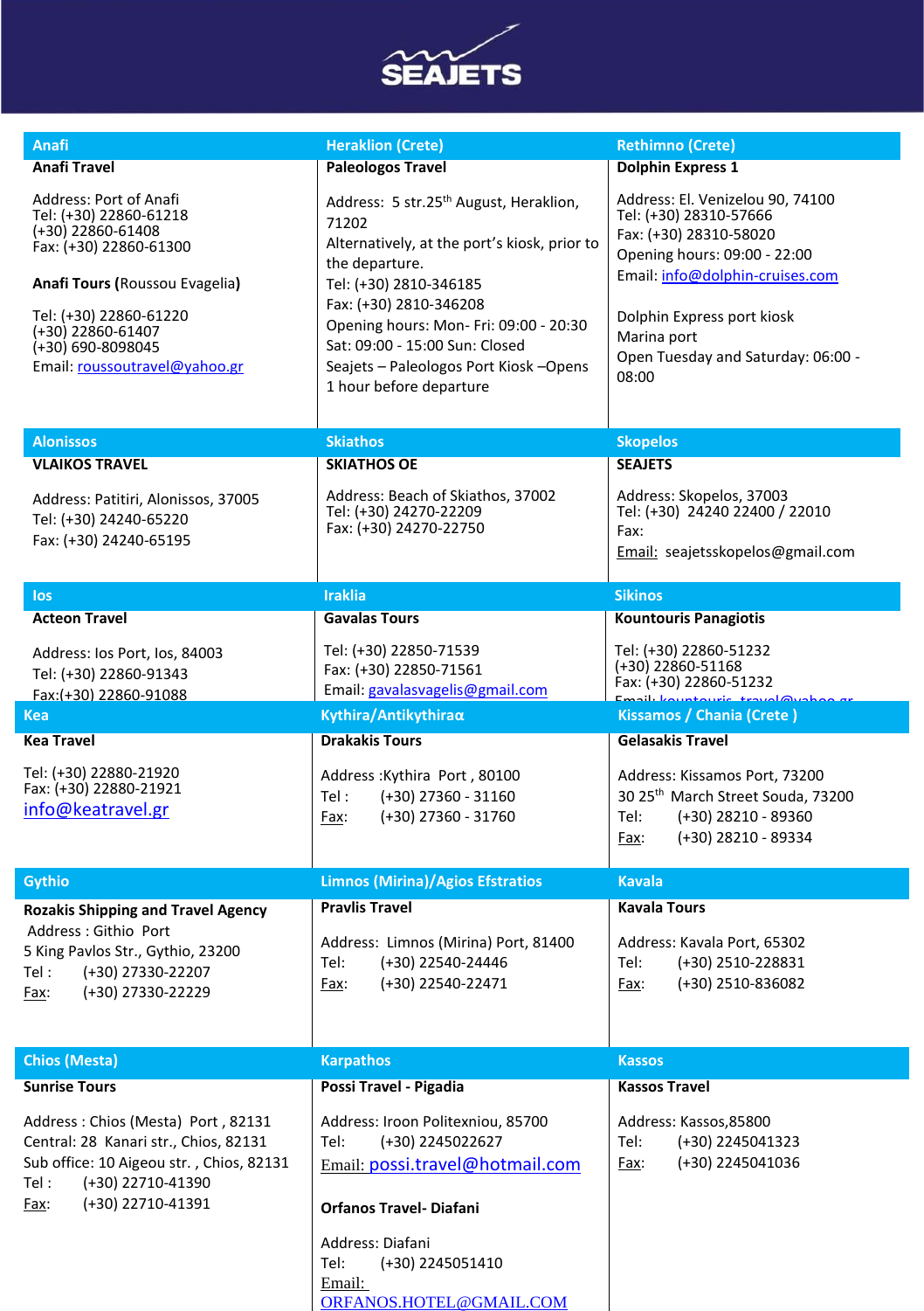SEAJETS

| Anafi | Heraklion (Crete) | Rethimno (Crete) |
|---|---|---|
| **Anafi Travel**<br><br>Address: Port of Anafi<br>Tel: (+30) 22860-61218<br>(+30) 22860-61408<br>Fax: (+30) 22860-61300<br><br>**Anafi Tours (**Roussou Evagelia**)**<br><br>Tel: (+30) 22860-61220<br>(+30) 22860-61407<br>(+30) 690-8098045<br>Email: roussoutravel@yahoo.gr | **Paleologos Travel**<br><br>Address: 5 str.25th August, Heraklion, 71202<br>Alternatively, at the port's kiosk, prior to the departure.<br>Tel: (+30) 2810-346185<br>Fax: (+30) 2810-346208<br>Opening hours: Mon- Fri: 09:00 - 20:30<br>Sat: 09:00 - 15:00 Sun: Closed<br>Seajets – Paleologos Port Kiosk –Opens 1 hour before departure | **Dolphin Express 1**<br><br>Address: El. Venizelou 90, 74100<br>Tel: (+30) 28310-57666<br>Fax: (+30) 28310-58020<br>Opening hours: 09:00 - 22:00<br>Email: info@dolphin-cruises.com<br><br>Dolphin Express port kiosk<br>Marina port<br>Open Tuesday and Saturday: 06:00 - 08:00 |
| **Alonissos** | **Skiathos** | **Skopelos** |
| **VLAIKOS TRAVEL**<br><br>Address: Patitiri, Alonissos, 37005<br>Tel: (+30) 24240-65220<br>Fax: (+30) 24240-65195 | **SKIATHOS OE**<br><br>Address: Beach of Skiathos, 37002<br>Tel: (+30) 24270-22209<br>Fax: (+30) 24270-22750 | **SEAJETS**<br><br>Address: Skopelos, 37003<br>Tel: (+30) 24240 22400 / 22010<br>Fax:<br>Email: seajetsskopelos@gmail.com |
| **Ios** | **Iraklia** | **Sikinos** |
| **Acteon Travel**<br><br>Address: Ios Port, Ios, 84003<br>Tel: (+30) 22860-91343<br>Fax:(+30) 22860-91088 | **Gavalas Tours**<br><br>Tel: (+30) 22850-71539<br>Fax: (+30) 22850-71561<br>Email: gavalasvagelis@gmail.com | **Kountouris Panagiotis**<br><br>Tel: (+30) 22860-51232<br>(+30) 22860-51168<br>Fax: (+30) 22860-51232<br>Email: kountouris_travel@yahoo.gr |
| **Kea** | **Kythira/Antikythiraα** | **Kissamos / Chania (Crete )** |
| **Kea Travel**<br><br>Tel: (+30) 22880-21920<br>Fax: (+30) 22880-21921<br>info@keatravel.gr | **Drakakis Tours**<br><br>Address :Kythira Port , 80100<br>Tel : (+30) 27360 - 31160<br>Fax: (+30) 27360 - 31760 | **Gelasakis Travel**<br><br>Address: Kissamos Port, 73200<br>30 25th March Street Souda, 73200<br>Tel: (+30) 28210 - 89360<br>Fax: (+30) 28210 - 89334 |
| **Gythio** | **Limnos (Mirina)/Agios Efstratios** | **Kavala** |
| **Rozakis Shipping and Travel Agency**<br>Address : Githio Port<br>5 King Pavlos Str., Gythio, 23200<br>Tel : (+30) 27330-22207<br>Fax: (+30) 27330-22229 | **Pravlis Travel**<br><br>Address: Limnos (Mirina) Port, 81400<br>Tel: (+30) 22540-24446<br>Fax: (+30) 22540-22471 | **Kavala Tours**<br><br>Address: Kavala Port, 65302<br>Tel: (+30) 2510-228831<br>Fax: (+30) 2510-836082 |
| **Chios (Mesta)** | **Karpathos** | **Kassos** |
| **Sunrise Tours**<br><br>Address : Chios (Mesta) Port , 82131<br>Central: 28 Kanari str., Chios, 82131<br>Sub office: 10 Aigeou str. , Chios, 82131<br>Tel : (+30) 22710-41390<br>Fax: (+30) 22710-41391 | **Possi Travel - Pigadia**<br><br>Address: Iroon Politexniou, 85700<br>Tel: (+30) 2245022627<br>Email: possi.travel@hotmail.com<br><br>**Orfanos Travel- Diafani**<br><br>Address: Diafani<br>Tel: (+30) 2245051410<br>Email: ORFANOS.HOTEL@GMAIL.COM | **Kassos Travel**<br><br>Address: Kassos,85800<br>Tel: (+30) 2245041323<br>Fax: (+30) 2245041036 |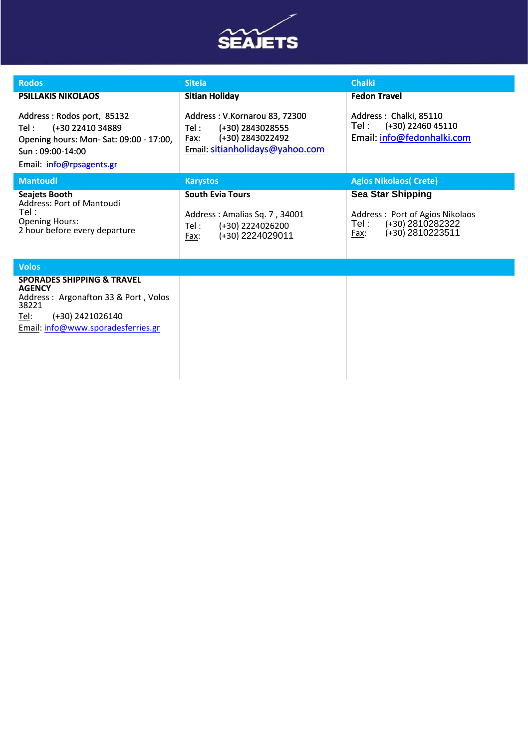SEAJETS

| Rodos | Siteia | Chalki |
|---|---|---|
| **PSILLAKIS NIKOLAOS**<br><br>Address : Rodos port, 85132<br>Tel : (+30 22410 34889<br>Opening hours: Mon- Sat: 09:00 - 17:00, Sun : 09:00-14:00<br>Email: info@rpsagents.gr | **Sitian Holiday**<br><br>Address : V.Kornarou 83, 72300<br>Tel : (+30) 2843028555<br>Fax: (+30) 2843022492<br>Email: sitianholidays@yahoo.com | **Fedon Travel**<br><br>Address : Chalki, 85110<br>Tel : (+30) 22460 45110<br>Email: info@fedonhalki.com |
| **Mantoudi** | **Karystos** | **Agios Nikolaos( Crete)** |
| **Seajets Booth**<br>Address: Port of Mantoudi<br>Tel :<br>Opening Hours:<br>2 hour before every departure | **South Evia Tours**<br><br>Address : Amalias Sq. 7 , 34001<br>Tel : (+30) 2224026200<br>Fax: (+30) 2224029011 | **Sea Star Shipping**<br><br>Address : Port of Agios Nikolaos<br>Tel : (+30) 2810282322<br>Fax: (+30) 2810223511 |
| **Volos** | | |
| **SPORADES SHIPPING & TRAVEL AGENCY**<br>Address : Argonafton 33 & Port , Volos 38221<br>Tel: (+30) 2421026140<br>Email: info@www.sporadesferries.gr | | |